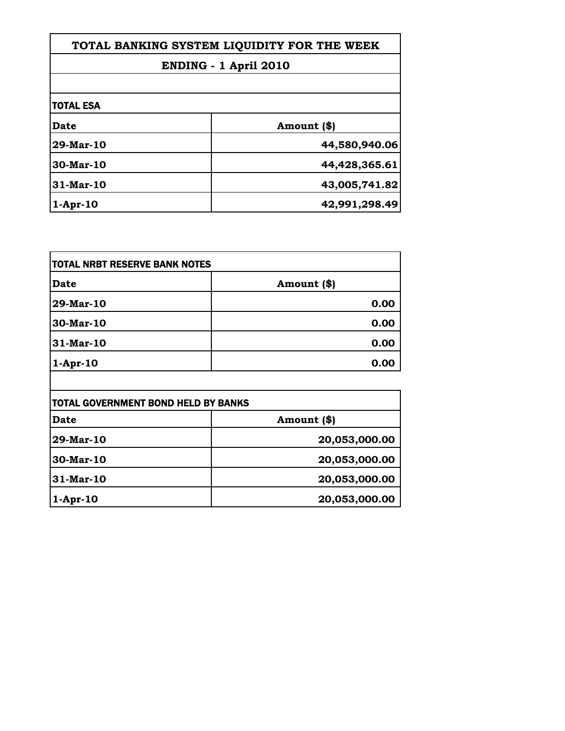# TOTAL BANKING SYSTEM LIQUIDITY FOR THE WEEK

## ENDING - 1 April 2010

**TOTAL ESA**

| Date | Amount ($) |
|---|---|
| 29-Mar-10 | 44,580,940.06 |
| 30-Mar-10 | 44,428,365.61 |
| 31-Mar-10 | 43,005,741.82 |
| 1-Apr-10 | 42,991,298.49 |

**TOTAL NRBT RESERVE BANK NOTES**

| Date | Amount ($) |
|---|---|
| 29-Mar-10 | 0.00 |
| 30-Mar-10 | 0.00 |
| 31-Mar-10 | 0.00 |
| 1-Apr-10 | 0.00 |

**TOTAL GOVERNMENT BOND HELD BY BANKS**

| Date | Amount ($) |
|---|---|
| 29-Mar-10 | 20,053,000.00 |
| 30-Mar-10 | 20,053,000.00 |
| 31-Mar-10 | 20,053,000.00 |
| 1-Apr-10 | 20,053,000.00 |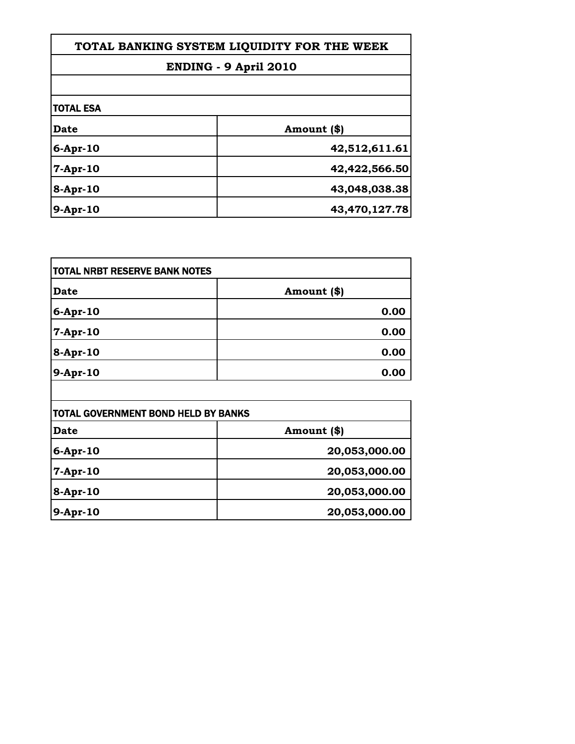# TOTAL BANKING SYSTEM LIQUIDITY FOR THE WEEK

## ENDING - 9 April 2010

### TOTAL ESA

| Date | Amount ($) |
|---|---|
| 6-Apr-10 | 42,512,611.61 |
| 7-Apr-10 | 42,422,566.50 |
| 8-Apr-10 | 43,048,038.38 |
| 9-Apr-10 | 43,470,127.78 |

### TOTAL NRBT RESERVE BANK NOTES

| Date | Amount ($) |
|---|---|
| 6-Apr-10 | 0.00 |
| 7-Apr-10 | 0.00 |
| 8-Apr-10 | 0.00 |
| 9-Apr-10 | 0.00 |

### TOTAL GOVERNMENT BOND HELD BY BANKS

| Date | Amount ($) |
|---|---|
| 6-Apr-10 | 20,053,000.00 |
| 7-Apr-10 | 20,053,000.00 |
| 8-Apr-10 | 20,053,000.00 |
| 9-Apr-10 | 20,053,000.00 |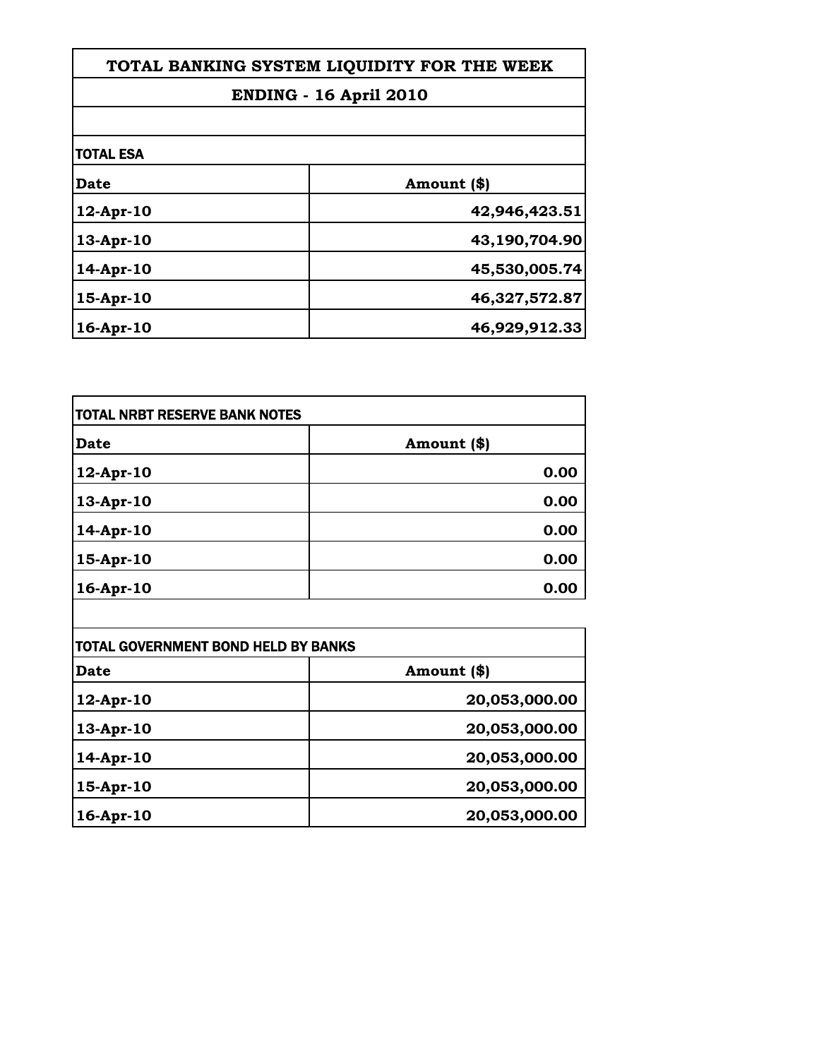# TOTAL BANKING SYSTEM LIQUIDITY FOR THE WEEK

## ENDING - 16 April 2010

### TOTAL ESA

| Date | Amount ($) |
| --- | --- |
| 12-Apr-10 | 42,946,423.51 |
| 13-Apr-10 | 43,190,704.90 |
| 14-Apr-10 | 45,530,005.74 |
| 15-Apr-10 | 46,327,572.87 |
| 16-Apr-10 | 46,929,912.33 |

### TOTAL NRBT RESERVE BANK NOTES

| Date | Amount ($) |
| --- | --- |
| 12-Apr-10 | 0.00 |
| 13-Apr-10 | 0.00 |
| 14-Apr-10 | 0.00 |
| 15-Apr-10 | 0.00 |
| 16-Apr-10 | 0.00 |

### TOTAL GOVERNMENT BOND HELD BY BANKS

| Date | Amount ($) |
| --- | --- |
| 12-Apr-10 | 20,053,000.00 |
| 13-Apr-10 | 20,053,000.00 |
| 14-Apr-10 | 20,053,000.00 |
| 15-Apr-10 | 20,053,000.00 |
| 16-Apr-10 | 20,053,000.00 |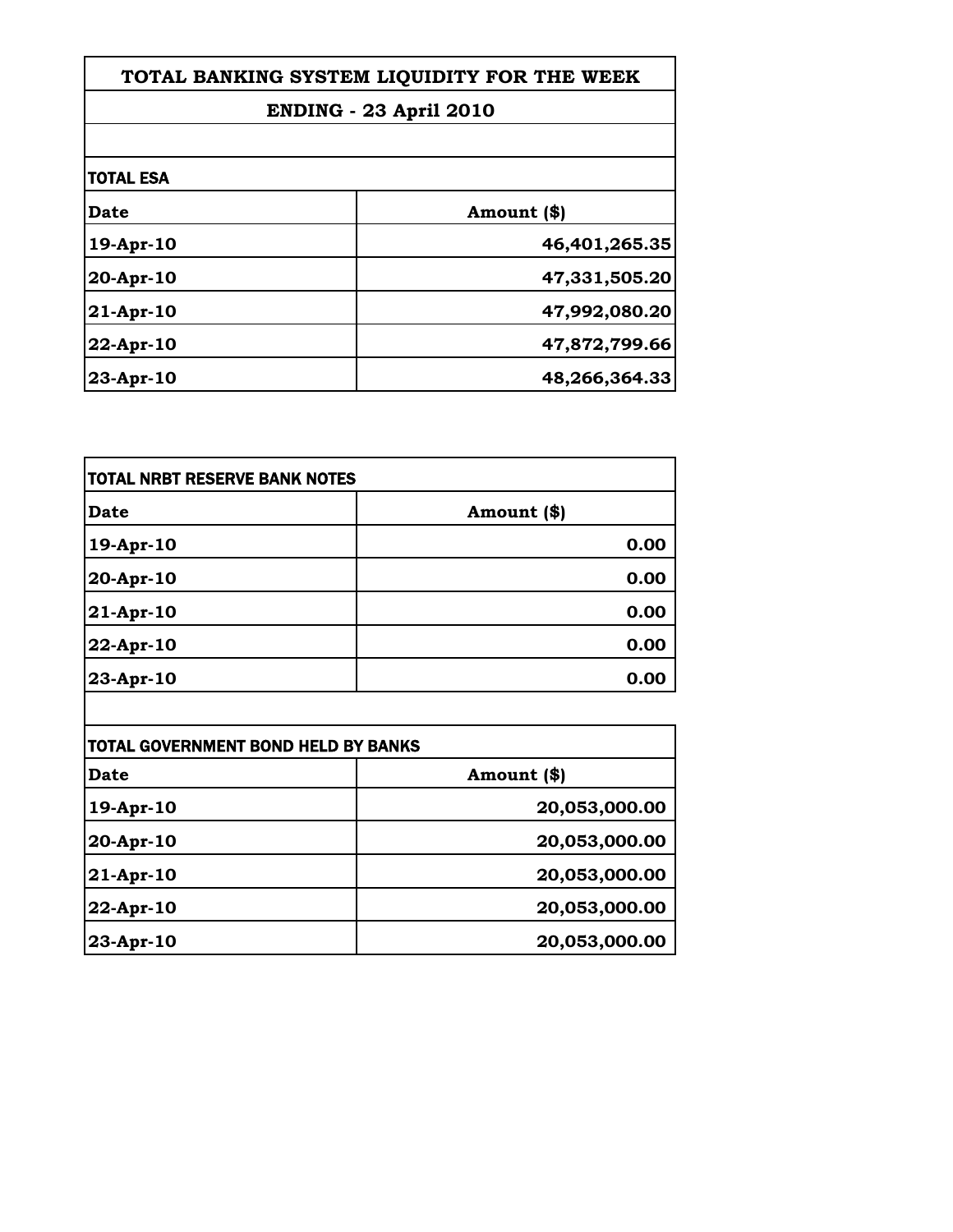# TOTAL BANKING SYSTEM LIQUIDITY FOR THE WEEK

## ENDING - 23 April 2010

### TOTAL ESA

| Date | Amount ($) |
|---|---|
| 19-Apr-10 | 46,401,265.35 |
| 20-Apr-10 | 47,331,505.20 |
| 21-Apr-10 | 47,992,080.20 |
| 22-Apr-10 | 47,872,799.66 |
| 23-Apr-10 | 48,266,364.33 |

### TOTAL NRBT RESERVE BANK NOTES

| Date | Amount ($) |
|---|---|
| 19-Apr-10 | 0.00 |
| 20-Apr-10 | 0.00 |
| 21-Apr-10 | 0.00 |
| 22-Apr-10 | 0.00 |
| 23-Apr-10 | 0.00 |

### TOTAL GOVERNMENT BOND HELD BY BANKS

| Date | Amount ($) |
|---|---|
| 19-Apr-10 | 20,053,000.00 |
| 20-Apr-10 | 20,053,000.00 |
| 21-Apr-10 | 20,053,000.00 |
| 22-Apr-10 | 20,053,000.00 |
| 23-Apr-10 | 20,053,000.00 |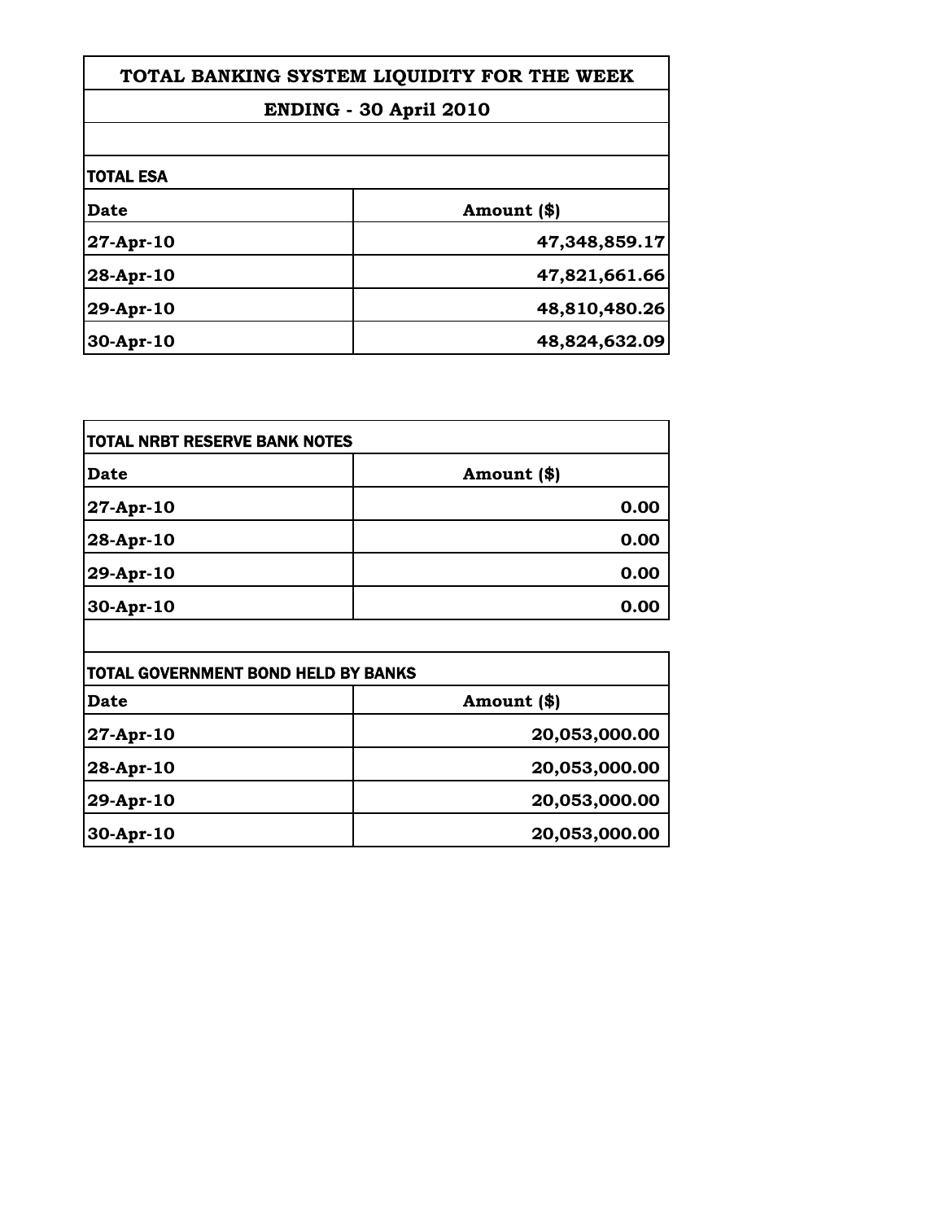# TOTAL BANKING SYSTEM LIQUIDITY FOR THE WEEK

## ENDING - 30 April 2010

**TOTAL ESA**

| Date | Amount ($) |
|---|---|
| 27-Apr-10 | 47,348,859.17 |
| 28-Apr-10 | 47,821,661.66 |
| 29-Apr-10 | 48,810,480.26 |
| 30-Apr-10 | 48,824,632.09 |

**TOTAL NRBT RESERVE BANK NOTES**

| Date | Amount ($) |
|---|---|
| 27-Apr-10 | 0.00 |
| 28-Apr-10 | 0.00 |
| 29-Apr-10 | 0.00 |
| 30-Apr-10 | 0.00 |

**TOTAL GOVERNMENT BOND HELD BY BANKS**

| Date | Amount ($) |
|---|---|
| 27-Apr-10 | 20,053,000.00 |
| 28-Apr-10 | 20,053,000.00 |
| 29-Apr-10 | 20,053,000.00 |
| 30-Apr-10 | 20,053,000.00 |